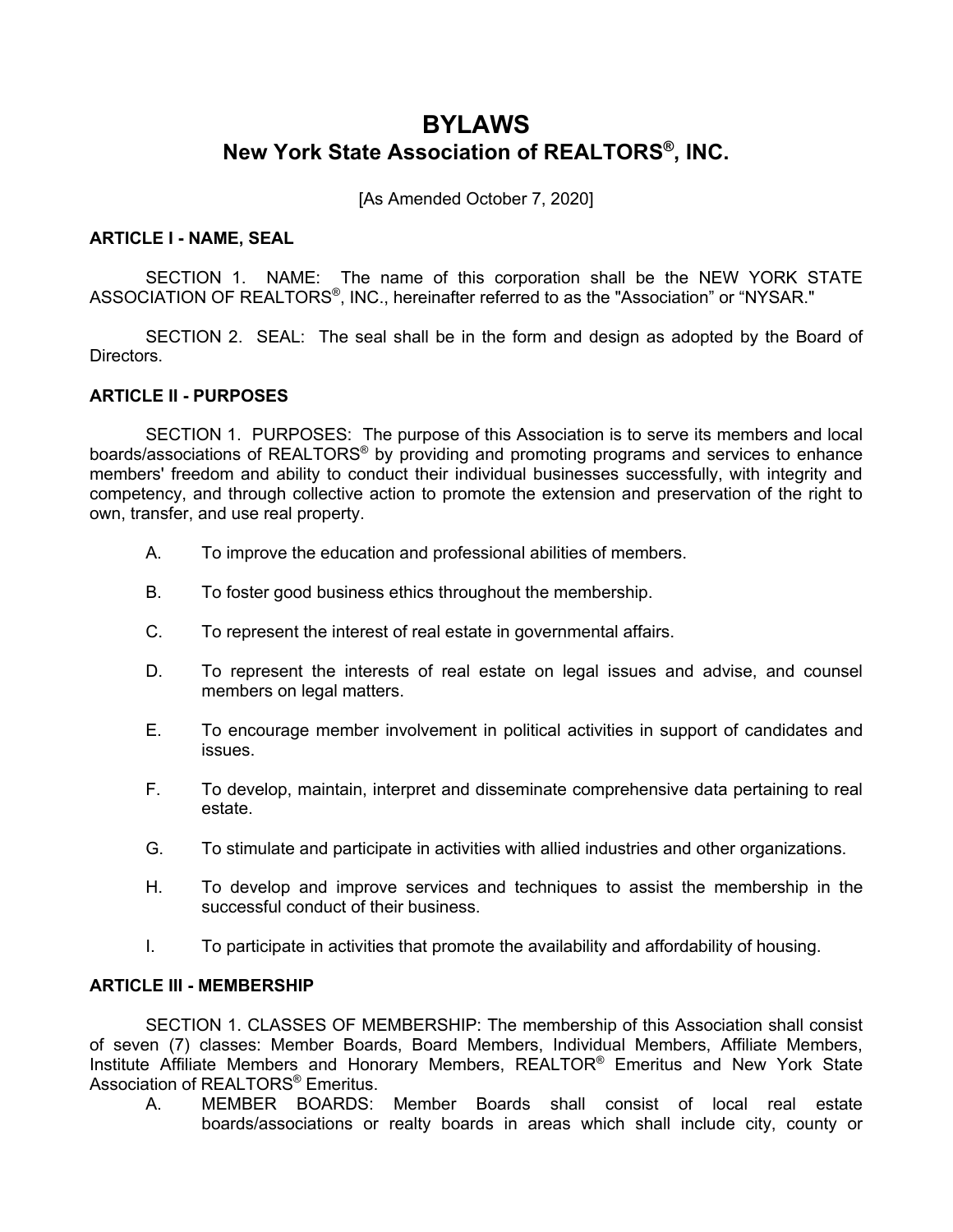# BYLAWS
## New York State Association of REALTORS®, INC.

[As Amended October 7, 2020]

### ARTICLE I - NAME, SEAL

SECTION 1. NAME: The name of this corporation shall be the NEW YORK STATE ASSOCIATION OF REALTORS®, INC., hereinafter referred to as the "Association" or "NYSAR."

SECTION 2. SEAL: The seal shall be in the form and design as adopted by the Board of Directors.

### ARTICLE II - PURPOSES

SECTION 1. PURPOSES: The purpose of this Association is to serve its members and local boards/associations of REALTORS® by providing and promoting programs and services to enhance members' freedom and ability to conduct their individual businesses successfully, with integrity and competency, and through collective action to promote the extension and preservation of the right to own, transfer, and use real property.

A. To improve the education and professional abilities of members.

B. To foster good business ethics throughout the membership.

C. To represent the interest of real estate in governmental affairs.

D. To represent the interests of real estate on legal issues and advise, and counsel members on legal matters.

E. To encourage member involvement in political activities in support of candidates and issues.

F. To develop, maintain, interpret and disseminate comprehensive data pertaining to real estate.

G. To stimulate and participate in activities with allied industries and other organizations.

H. To develop and improve services and techniques to assist the membership in the successful conduct of their business.

I. To participate in activities that promote the availability and affordability of housing.

### ARTICLE III - MEMBERSHIP

SECTION 1. CLASSES OF MEMBERSHIP: The membership of this Association shall consist of seven (7) classes: Member Boards, Board Members, Individual Members, Affiliate Members, Institute Affiliate Members and Honorary Members, REALTOR® Emeritus and New York State Association of REALTORS® Emeritus.

A. MEMBER BOARDS: Member Boards shall consist of local real estate boards/associations or realty boards in areas which shall include city, county or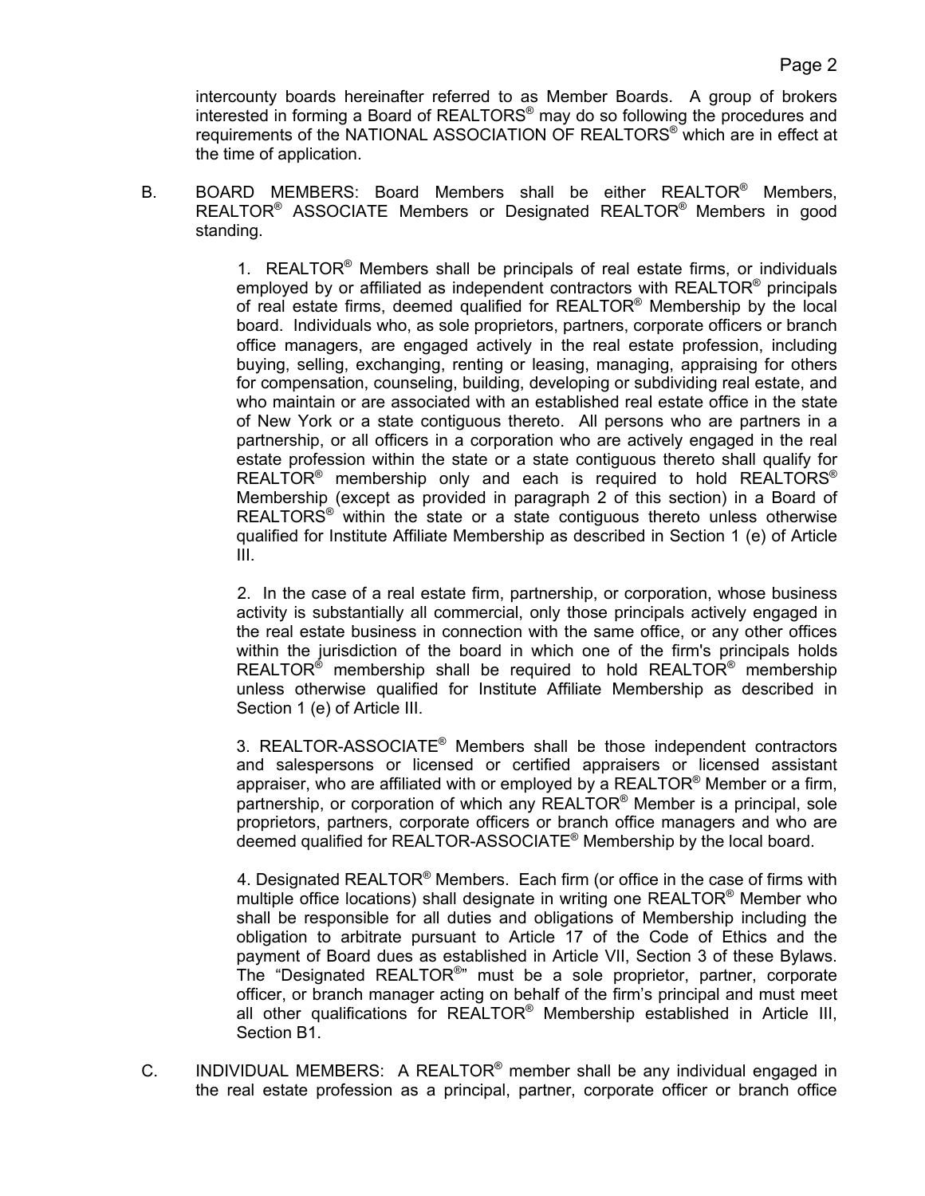intercounty boards hereinafter referred to as Member Boards. A group of brokers interested in forming a Board of REALTORS® may do so following the procedures and requirements of the NATIONAL ASSOCIATION OF REALTORS® which are in effect at the time of application.

B. BOARD MEMBERS: Board Members shall be either REALTOR® Members, REALTOR® ASSOCIATE Members or Designated REALTOR® Members in good standing.

1. REALTOR® Members shall be principals of real estate firms, or individuals employed by or affiliated as independent contractors with REALTOR® principals of real estate firms, deemed qualified for REALTOR® Membership by the local board. Individuals who, as sole proprietors, partners, corporate officers or branch office managers, are engaged actively in the real estate profession, including buying, selling, exchanging, renting or leasing, managing, appraising for others for compensation, counseling, building, developing or subdividing real estate, and who maintain or are associated with an established real estate office in the state of New York or a state contiguous thereto. All persons who are partners in a partnership, or all officers in a corporation who are actively engaged in the real estate profession within the state or a state contiguous thereto shall qualify for REALTOR® membership only and each is required to hold REALTORS® Membership (except as provided in paragraph 2 of this section) in a Board of REALTORS® within the state or a state contiguous thereto unless otherwise qualified for Institute Affiliate Membership as described in Section 1 (e) of Article III.

2. In the case of a real estate firm, partnership, or corporation, whose business activity is substantially all commercial, only those principals actively engaged in the real estate business in connection with the same office, or any other offices within the jurisdiction of the board in which one of the firm's principals holds REALTOR® membership shall be required to hold REALTOR® membership unless otherwise qualified for Institute Affiliate Membership as described in Section 1 (e) of Article III.

3. REALTOR-ASSOCIATE® Members shall be those independent contractors and salespersons or licensed or certified appraisers or licensed assistant appraiser, who are affiliated with or employed by a REALTOR® Member or a firm, partnership, or corporation of which any REALTOR® Member is a principal, sole proprietors, partners, corporate officers or branch office managers and who are deemed qualified for REALTOR-ASSOCIATE® Membership by the local board.

4. Designated REALTOR® Members. Each firm (or office in the case of firms with multiple office locations) shall designate in writing one REALTOR® Member who shall be responsible for all duties and obligations of Membership including the obligation to arbitrate pursuant to Article 17 of the Code of Ethics and the payment of Board dues as established in Article VII, Section 3 of these Bylaws. The "Designated REALTOR®" must be a sole proprietor, partner, corporate officer, or branch manager acting on behalf of the firm's principal and must meet all other qualifications for REALTOR® Membership established in Article III, Section B1.

C. INDIVIDUAL MEMBERS: A REALTOR® member shall be any individual engaged in the real estate profession as a principal, partner, corporate officer or branch office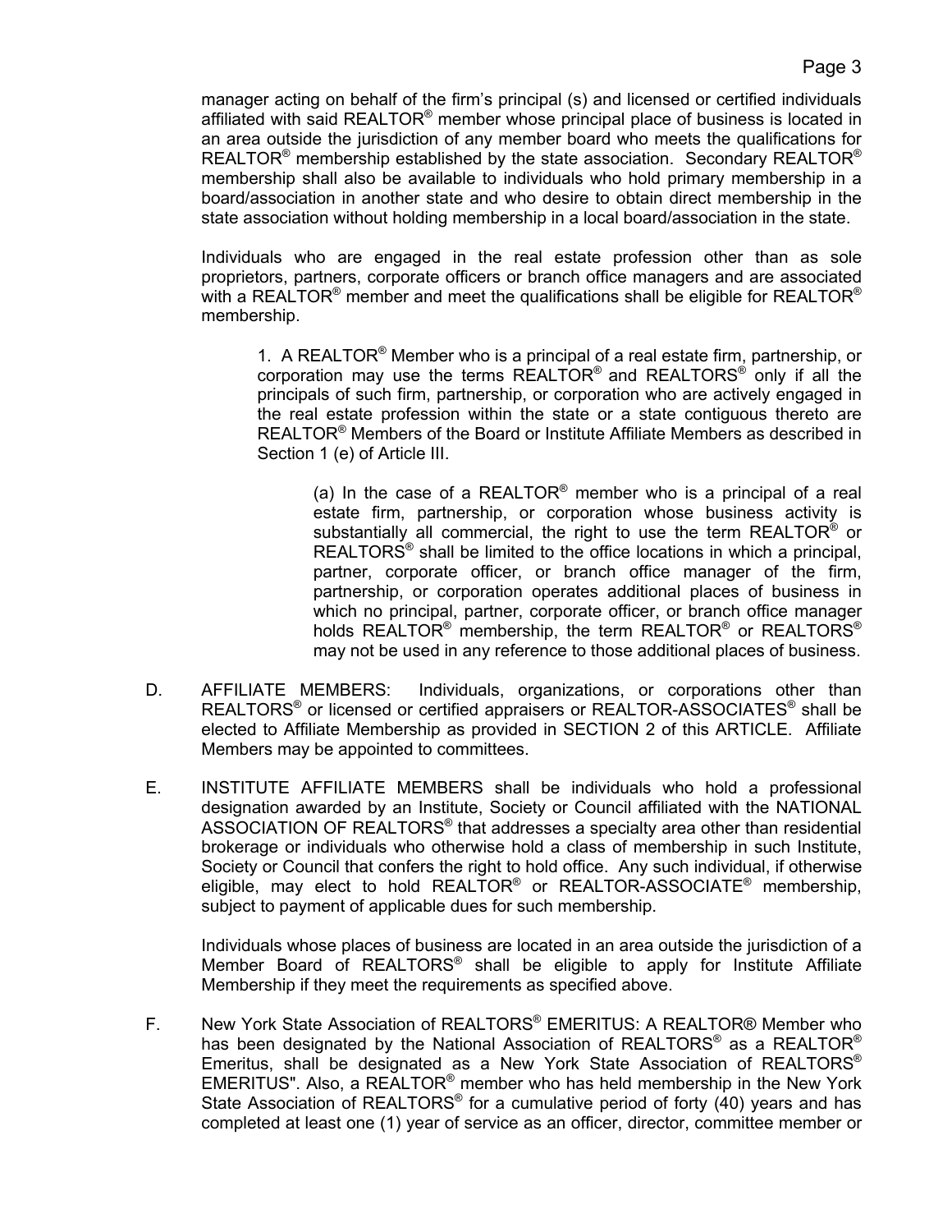manager acting on behalf of the firm's principal (s) and licensed or certified individuals affiliated with said REALTOR® member whose principal place of business is located in an area outside the jurisdiction of any member board who meets the qualifications for REALTOR® membership established by the state association. Secondary REALTOR® membership shall also be available to individuals who hold primary membership in a board/association in another state and who desire to obtain direct membership in the state association without holding membership in a local board/association in the state.

Individuals who are engaged in the real estate profession other than as sole proprietors, partners, corporate officers or branch office managers and are associated with a REALTOR® member and meet the qualifications shall be eligible for REALTOR® membership.

1. A REALTOR® Member who is a principal of a real estate firm, partnership, or corporation may use the terms REALTOR® and REALTORS® only if all the principals of such firm, partnership, or corporation who are actively engaged in the real estate profession within the state or a state contiguous thereto are REALTOR® Members of the Board or Institute Affiliate Members as described in Section 1 (e) of Article III.

(a) In the case of a REALTOR® member who is a principal of a real estate firm, partnership, or corporation whose business activity is substantially all commercial, the right to use the term REALTOR® or REALTORS® shall be limited to the office locations in which a principal, partner, corporate officer, or branch office manager of the firm, partnership, or corporation operates additional places of business in which no principal, partner, corporate officer, or branch office manager holds REALTOR® membership, the term REALTOR® or REALTORS® may not be used in any reference to those additional places of business.

D. AFFILIATE MEMBERS: Individuals, organizations, or corporations other than REALTORS® or licensed or certified appraisers or REALTOR-ASSOCIATES® shall be elected to Affiliate Membership as provided in SECTION 2 of this ARTICLE. Affiliate Members may be appointed to committees.

E. INSTITUTE AFFILIATE MEMBERS shall be individuals who hold a professional designation awarded by an Institute, Society or Council affiliated with the NATIONAL ASSOCIATION OF REALTORS® that addresses a specialty area other than residential brokerage or individuals who otherwise hold a class of membership in such Institute, Society or Council that confers the right to hold office. Any such individual, if otherwise eligible, may elect to hold REALTOR® or REALTOR-ASSOCIATE® membership, subject to payment of applicable dues for such membership.

Individuals whose places of business are located in an area outside the jurisdiction of a Member Board of REALTORS® shall be eligible to apply for Institute Affiliate Membership if they meet the requirements as specified above.

F. New York State Association of REALTORS® EMERITUS: A REALTOR® Member who has been designated by the National Association of REALTORS® as a REALTOR® Emeritus, shall be designated as a New York State Association of REALTORS® EMERITUS". Also, a REALTOR® member who has held membership in the New York State Association of REALTORS® for a cumulative period of forty (40) years and has completed at least one (1) year of service as an officer, director, committee member or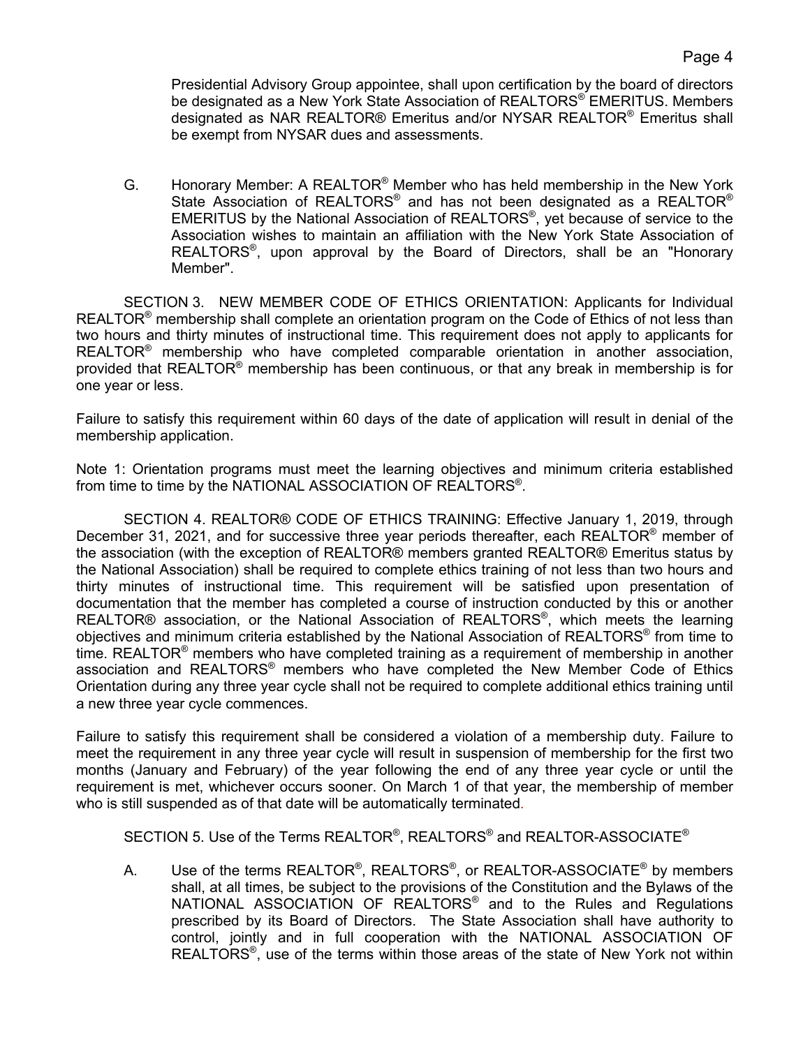Presidential Advisory Group appointee, shall upon certification by the board of directors be designated as a New York State Association of REALTORS® EMERITUS. Members designated as NAR REALTOR® Emeritus and/or NYSAR REALTOR® Emeritus shall be exempt from NYSAR dues and assessments.

G. Honorary Member: A REALTOR® Member who has held membership in the New York State Association of REALTORS® and has not been designated as a REALTOR® EMERITUS by the National Association of REALTORS®, yet because of service to the Association wishes to maintain an affiliation with the New York State Association of REALTORS®, upon approval by the Board of Directors, shall be an "Honorary Member".

SECTION 3. NEW MEMBER CODE OF ETHICS ORIENTATION: Applicants for Individual REALTOR® membership shall complete an orientation program on the Code of Ethics of not less than two hours and thirty minutes of instructional time. This requirement does not apply to applicants for REALTOR® membership who have completed comparable orientation in another association, provided that REALTOR® membership has been continuous, or that any break in membership is for one year or less.

Failure to satisfy this requirement within 60 days of the date of application will result in denial of the membership application.

Note 1: Orientation programs must meet the learning objectives and minimum criteria established from time to time by the NATIONAL ASSOCIATION OF REALTORS®.

SECTION 4. REALTOR® CODE OF ETHICS TRAINING: Effective January 1, 2019, through December 31, 2021, and for successive three year periods thereafter, each REALTOR® member of the association (with the exception of REALTOR® members granted REALTOR® Emeritus status by the National Association) shall be required to complete ethics training of not less than two hours and thirty minutes of instructional time. This requirement will be satisfied upon presentation of documentation that the member has completed a course of instruction conducted by this or another REALTOR® association, or the National Association of REALTORS®, which meets the learning objectives and minimum criteria established by the National Association of REALTORS® from time to time. REALTOR® members who have completed training as a requirement of membership in another association and REALTORS® members who have completed the New Member Code of Ethics Orientation during any three year cycle shall not be required to complete additional ethics training until a new three year cycle commences.

Failure to satisfy this requirement shall be considered a violation of a membership duty. Failure to meet the requirement in any three year cycle will result in suspension of membership for the first two months (January and February) of the year following the end of any three year cycle or until the requirement is met, whichever occurs sooner. On March 1 of that year, the membership of member who is still suspended as of that date will be automatically terminated.

SECTION 5. Use of the Terms REALTOR®, REALTORS® and REALTOR-ASSOCIATE®

A. Use of the terms REALTOR®, REALTORS®, or REALTOR-ASSOCIATE® by members shall, at all times, be subject to the provisions of the Constitution and the Bylaws of the NATIONAL ASSOCIATION OF REALTORS® and to the Rules and Regulations prescribed by its Board of Directors. The State Association shall have authority to control, jointly and in full cooperation with the NATIONAL ASSOCIATION OF REALTORS®, use of the terms within those areas of the state of New York not within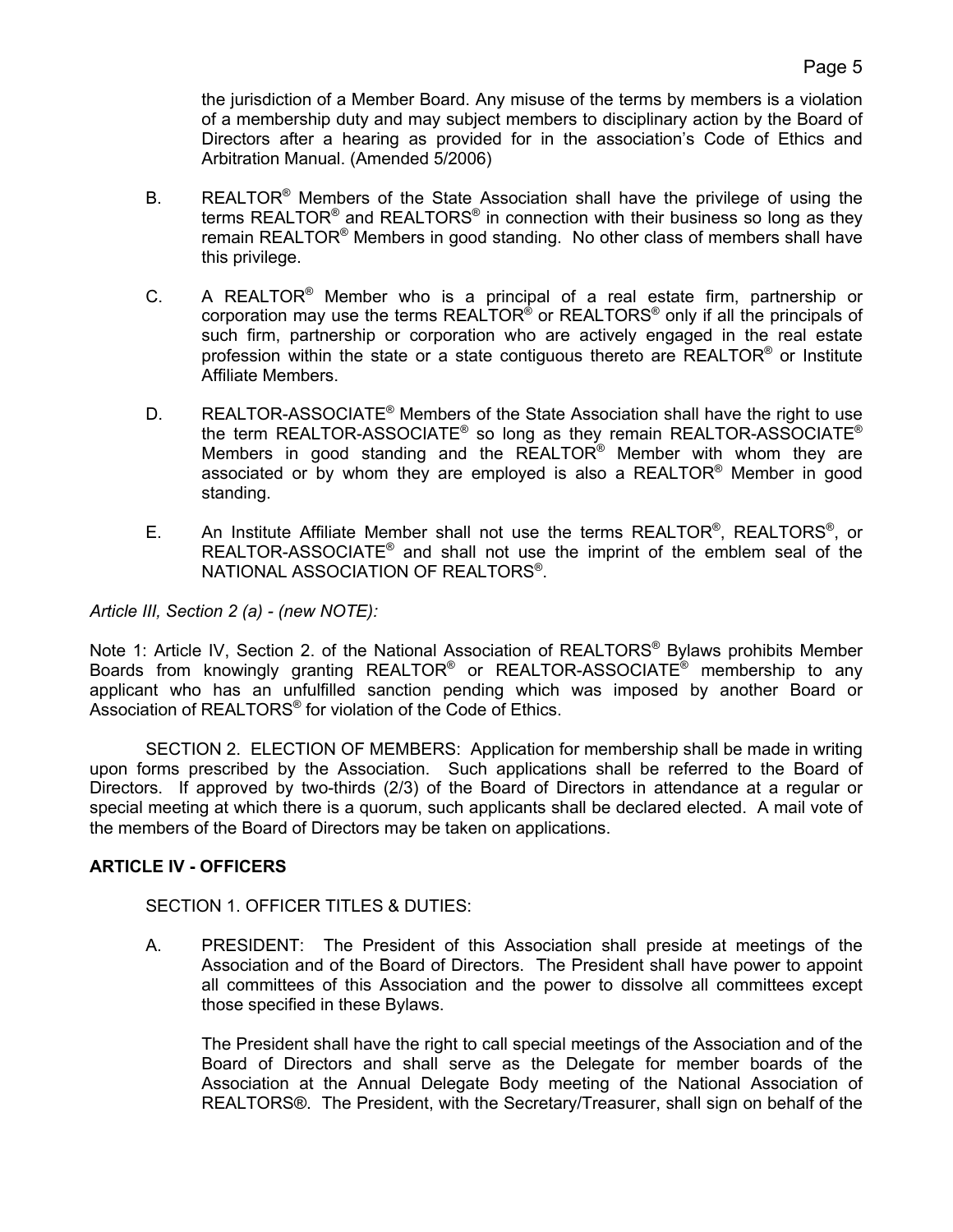the jurisdiction of a Member Board. Any misuse of the terms by members is a violation of a membership duty and may subject members to disciplinary action by the Board of Directors after a hearing as provided for in the association's Code of Ethics and Arbitration Manual. (Amended 5/2006)

B. REALTOR® Members of the State Association shall have the privilege of using the terms REALTOR® and REALTORS® in connection with their business so long as they remain REALTOR® Members in good standing. No other class of members shall have this privilege.

C. A REALTOR® Member who is a principal of a real estate firm, partnership or corporation may use the terms REALTOR® or REALTORS® only if all the principals of such firm, partnership or corporation who are actively engaged in the real estate profession within the state or a state contiguous thereto are REALTOR® or Institute Affiliate Members.

D. REALTOR-ASSOCIATE® Members of the State Association shall have the right to use the term REALTOR-ASSOCIATE® so long as they remain REALTOR-ASSOCIATE® Members in good standing and the REALTOR® Member with whom they are associated or by whom they are employed is also a REALTOR® Member in good standing.

E. An Institute Affiliate Member shall not use the terms REALTOR®, REALTORS®, or REALTOR-ASSOCIATE® and shall not use the imprint of the emblem seal of the NATIONAL ASSOCIATION OF REALTORS®.

*Article III, Section 2 (a) - (new NOTE):*

Note 1: Article IV, Section 2. of the National Association of REALTORS® Bylaws prohibits Member Boards from knowingly granting REALTOR® or REALTOR-ASSOCIATE® membership to any applicant who has an unfulfilled sanction pending which was imposed by another Board or Association of REALTORS® for violation of the Code of Ethics.

SECTION 2. ELECTION OF MEMBERS: Application for membership shall be made in writing upon forms prescribed by the Association. Such applications shall be referred to the Board of Directors. If approved by two-thirds (2/3) of the Board of Directors in attendance at a regular or special meeting at which there is a quorum, such applicants shall be declared elected. A mail vote of the members of the Board of Directors may be taken on applications.

## ARTICLE IV - OFFICERS

SECTION 1. OFFICER TITLES & DUTIES:

A. PRESIDENT: The President of this Association shall preside at meetings of the Association and of the Board of Directors. The President shall have power to appoint all committees of this Association and the power to dissolve all committees except those specified in these Bylaws.

The President shall have the right to call special meetings of the Association and of the Board of Directors and shall serve as the Delegate for member boards of the Association at the Annual Delegate Body meeting of the National Association of REALTORS®. The President, with the Secretary/Treasurer, shall sign on behalf of the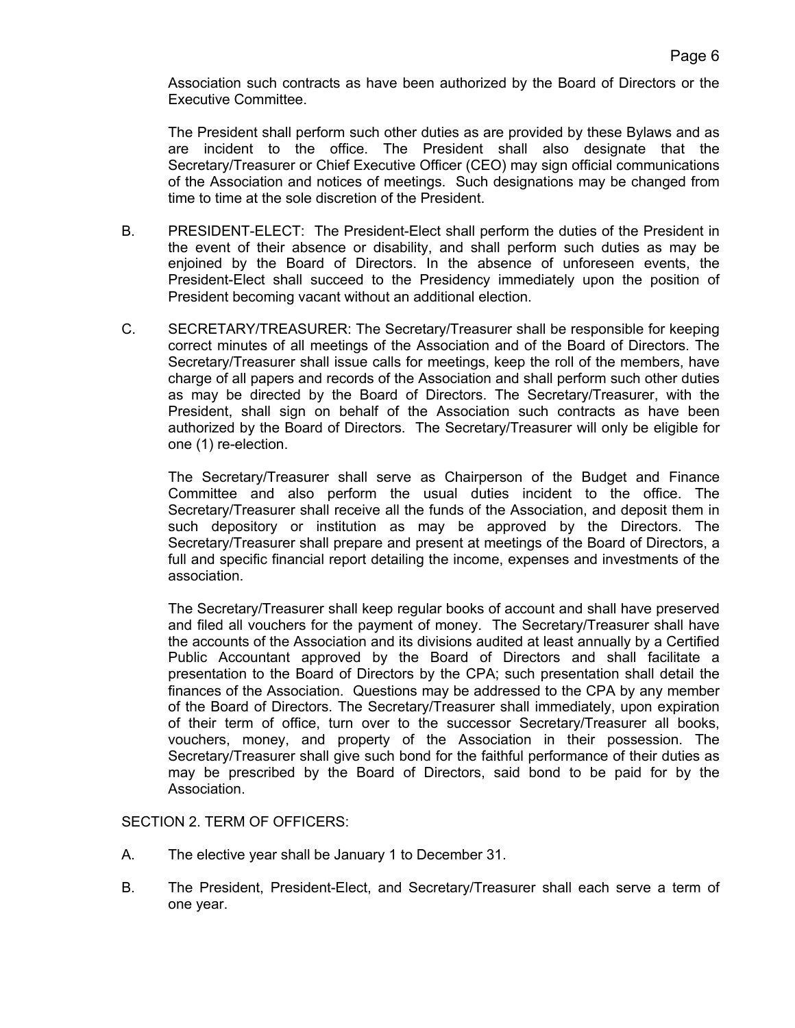Association such contracts as have been authorized by the Board of Directors or the Executive Committee.

The President shall perform such other duties as are provided by these Bylaws and as are incident to the office. The President shall also designate that the Secretary/Treasurer or Chief Executive Officer (CEO) may sign official communications of the Association and notices of meetings. Such designations may be changed from time to time at the sole discretion of the President.

B. PRESIDENT-ELECT: The President-Elect shall perform the duties of the President in the event of their absence or disability, and shall perform such duties as may be enjoined by the Board of Directors. In the absence of unforeseen events, the President-Elect shall succeed to the Presidency immediately upon the position of President becoming vacant without an additional election.

C. SECRETARY/TREASURER: The Secretary/Treasurer shall be responsible for keeping correct minutes of all meetings of the Association and of the Board of Directors. The Secretary/Treasurer shall issue calls for meetings, keep the roll of the members, have charge of all papers and records of the Association and shall perform such other duties as may be directed by the Board of Directors. The Secretary/Treasurer, with the President, shall sign on behalf of the Association such contracts as have been authorized by the Board of Directors. The Secretary/Treasurer will only be eligible for one (1) re-election.

The Secretary/Treasurer shall serve as Chairperson of the Budget and Finance Committee and also perform the usual duties incident to the office. The Secretary/Treasurer shall receive all the funds of the Association, and deposit them in such depository or institution as may be approved by the Directors. The Secretary/Treasurer shall prepare and present at meetings of the Board of Directors, a full and specific financial report detailing the income, expenses and investments of the association.

The Secretary/Treasurer shall keep regular books of account and shall have preserved and filed all vouchers for the payment of money. The Secretary/Treasurer shall have the accounts of the Association and its divisions audited at least annually by a Certified Public Accountant approved by the Board of Directors and shall facilitate a presentation to the Board of Directors by the CPA; such presentation shall detail the finances of the Association. Questions may be addressed to the CPA by any member of the Board of Directors. The Secretary/Treasurer shall immediately, upon expiration of their term of office, turn over to the successor Secretary/Treasurer all books, vouchers, money, and property of the Association in their possession. The Secretary/Treasurer shall give such bond for the faithful performance of their duties as may be prescribed by the Board of Directors, said bond to be paid for by the Association.

SECTION 2. TERM OF OFFICERS:

A. The elective year shall be January 1 to December 31.

B. The President, President-Elect, and Secretary/Treasurer shall each serve a term of one year.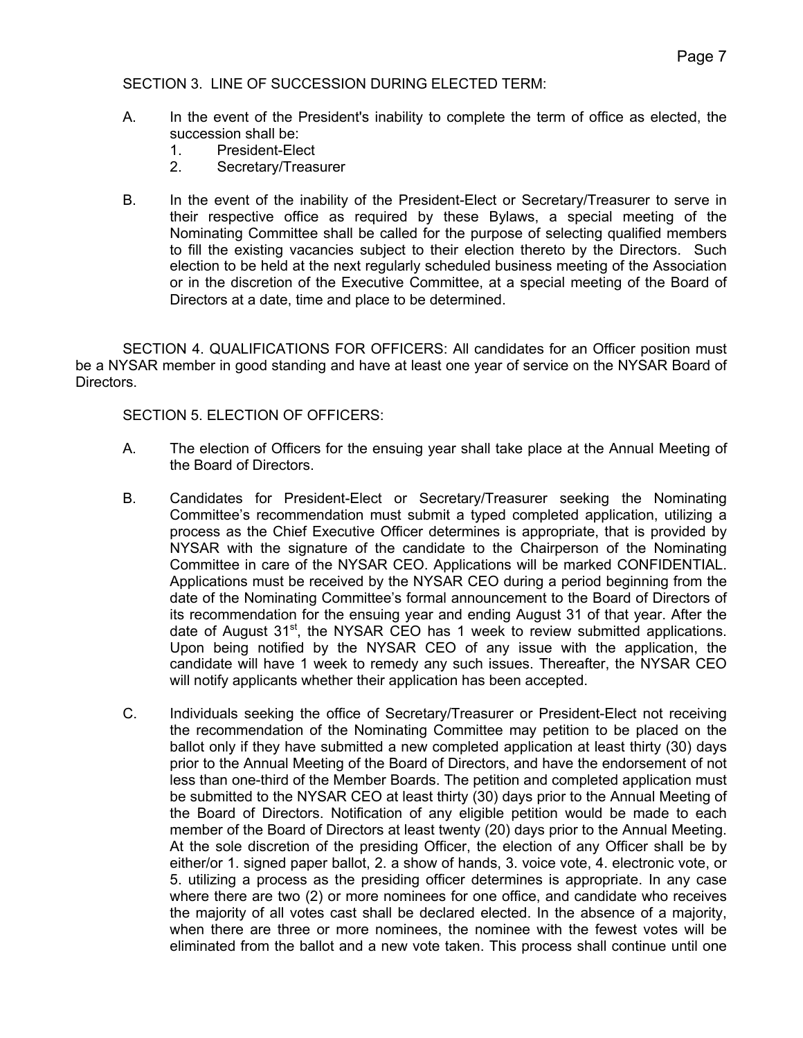SECTION 3. LINE OF SUCCESSION DURING ELECTED TERM:

A. In the event of the President's inability to complete the term of office as elected, the succession shall be:
   1. President-Elect
   2. Secretary/Treasurer

B. In the event of the inability of the President-Elect or Secretary/Treasurer to serve in their respective office as required by these Bylaws, a special meeting of the Nominating Committee shall be called for the purpose of selecting qualified members to fill the existing vacancies subject to their election thereto by the Directors. Such election to be held at the next regularly scheduled business meeting of the Association or in the discretion of the Executive Committee, at a special meeting of the Board of Directors at a date, time and place to be determined.

SECTION 4. QUALIFICATIONS FOR OFFICERS: All candidates for an Officer position must be a NYSAR member in good standing and have at least one year of service on the NYSAR Board of Directors.

SECTION 5. ELECTION OF OFFICERS:

A. The election of Officers for the ensuing year shall take place at the Annual Meeting of the Board of Directors.

B. Candidates for President-Elect or Secretary/Treasurer seeking the Nominating Committee's recommendation must submit a typed completed application, utilizing a process as the Chief Executive Officer determines is appropriate, that is provided by NYSAR with the signature of the candidate to the Chairperson of the Nominating Committee in care of the NYSAR CEO. Applications will be marked CONFIDENTIAL. Applications must be received by the NYSAR CEO during a period beginning from the date of the Nominating Committee's formal announcement to the Board of Directors of its recommendation for the ensuing year and ending August 31 of that year. After the date of August 31st, the NYSAR CEO has 1 week to review submitted applications. Upon being notified by the NYSAR CEO of any issue with the application, the candidate will have 1 week to remedy any such issues. Thereafter, the NYSAR CEO will notify applicants whether their application has been accepted.

C. Individuals seeking the office of Secretary/Treasurer or President-Elect not receiving the recommendation of the Nominating Committee may petition to be placed on the ballot only if they have submitted a new completed application at least thirty (30) days prior to the Annual Meeting of the Board of Directors, and have the endorsement of not less than one-third of the Member Boards. The petition and completed application must be submitted to the NYSAR CEO at least thirty (30) days prior to the Annual Meeting of the Board of Directors. Notification of any eligible petition would be made to each member of the Board of Directors at least twenty (20) days prior to the Annual Meeting. At the sole discretion of the presiding Officer, the election of any Officer shall be by either/or 1. signed paper ballot, 2. a show of hands, 3. voice vote, 4. electronic vote, or 5. utilizing a process as the presiding officer determines is appropriate. In any case where there are two (2) or more nominees for one office, and candidate who receives the majority of all votes cast shall be declared elected. In the absence of a majority, when there are three or more nominees, the nominee with the fewest votes will be eliminated from the ballot and a new vote taken. This process shall continue until one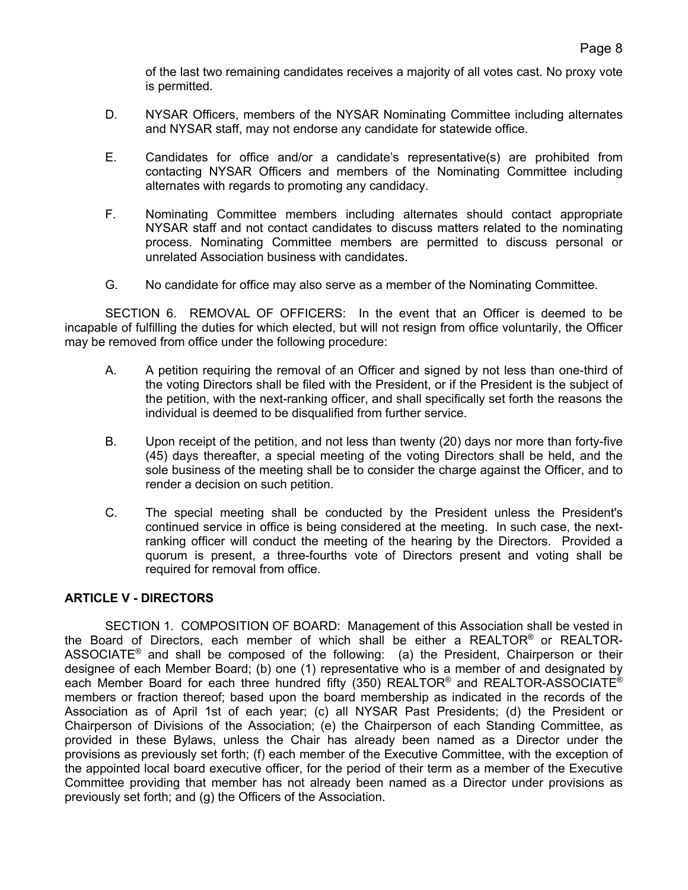of the last two remaining candidates receives a majority of all votes cast. No proxy vote is permitted.

D. NYSAR Officers, members of the NYSAR Nominating Committee including alternates and NYSAR staff, may not endorse any candidate for statewide office.

E. Candidates for office and/or a candidate's representative(s) are prohibited from contacting NYSAR Officers and members of the Nominating Committee including alternates with regards to promoting any candidacy.

F. Nominating Committee members including alternates should contact appropriate NYSAR staff and not contact candidates to discuss matters related to the nominating process. Nominating Committee members are permitted to discuss personal or unrelated Association business with candidates.

G. No candidate for office may also serve as a member of the Nominating Committee.

SECTION 6. REMOVAL OF OFFICERS: In the event that an Officer is deemed to be incapable of fulfilling the duties for which elected, but will not resign from office voluntarily, the Officer may be removed from office under the following procedure:

A. A petition requiring the removal of an Officer and signed by not less than one-third of the voting Directors shall be filed with the President, or if the President is the subject of the petition, with the next-ranking officer, and shall specifically set forth the reasons the individual is deemed to be disqualified from further service.

B. Upon receipt of the petition, and not less than twenty (20) days nor more than forty-five (45) days thereafter, a special meeting of the voting Directors shall be held, and the sole business of the meeting shall be to consider the charge against the Officer, and to render a decision on such petition.

C. The special meeting shall be conducted by the President unless the President's continued service in office is being considered at the meeting. In such case, the next-ranking officer will conduct the meeting of the hearing by the Directors. Provided a quorum is present, a three-fourths vote of Directors present and voting shall be required for removal from office.

## ARTICLE V - DIRECTORS

SECTION 1. COMPOSITION OF BOARD: Management of this Association shall be vested in the Board of Directors, each member of which shall be either a REALTOR® or REALTOR-ASSOCIATE® and shall be composed of the following: (a) the President, Chairperson or their designee of each Member Board; (b) one (1) representative who is a member of and designated by each Member Board for each three hundred fifty (350) REALTOR® and REALTOR-ASSOCIATE® members or fraction thereof; based upon the board membership as indicated in the records of the Association as of April 1st of each year; (c) all NYSAR Past Presidents; (d) the President or Chairperson of Divisions of the Association; (e) the Chairperson of each Standing Committee, as provided in these Bylaws, unless the Chair has already been named as a Director under the provisions as previously set forth; (f) each member of the Executive Committee, with the exception of the appointed local board executive officer, for the period of their term as a member of the Executive Committee providing that member has not already been named as a Director under provisions as previously set forth; and (g) the Officers of the Association.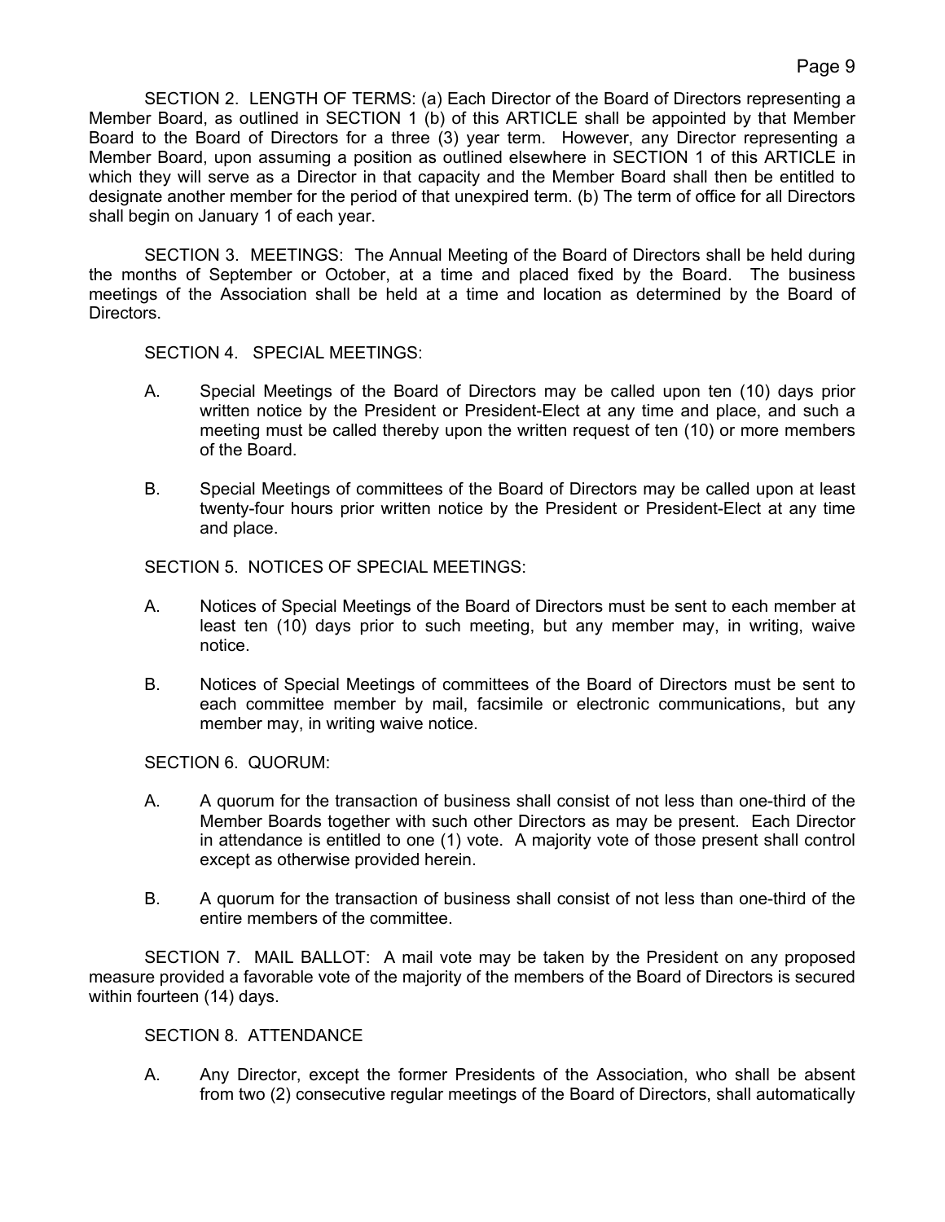SECTION 2. LENGTH OF TERMS: (a) Each Director of the Board of Directors representing a Member Board, as outlined in SECTION 1 (b) of this ARTICLE shall be appointed by that Member Board to the Board of Directors for a three (3) year term. However, any Director representing a Member Board, upon assuming a position as outlined elsewhere in SECTION 1 of this ARTICLE in which they will serve as a Director in that capacity and the Member Board shall then be entitled to designate another member for the period of that unexpired term. (b) The term of office for all Directors shall begin on January 1 of each year.

SECTION 3. MEETINGS: The Annual Meeting of the Board of Directors shall be held during the months of September or October, at a time and placed fixed by the Board. The business meetings of the Association shall be held at a time and location as determined by the Board of Directors.

SECTION 4. SPECIAL MEETINGS:

A. Special Meetings of the Board of Directors may be called upon ten (10) days prior written notice by the President or President-Elect at any time and place, and such a meeting must be called thereby upon the written request of ten (10) or more members of the Board.

B. Special Meetings of committees of the Board of Directors may be called upon at least twenty-four hours prior written notice by the President or President-Elect at any time and place.

SECTION 5. NOTICES OF SPECIAL MEETINGS:

A. Notices of Special Meetings of the Board of Directors must be sent to each member at least ten (10) days prior to such meeting, but any member may, in writing, waive notice.

B. Notices of Special Meetings of committees of the Board of Directors must be sent to each committee member by mail, facsimile or electronic communications, but any member may, in writing waive notice.

SECTION 6. QUORUM:

A. A quorum for the transaction of business shall consist of not less than one-third of the Member Boards together with such other Directors as may be present. Each Director in attendance is entitled to one (1) vote. A majority vote of those present shall control except as otherwise provided herein.

B. A quorum for the transaction of business shall consist of not less than one-third of the entire members of the committee.

SECTION 7. MAIL BALLOT: A mail vote may be taken by the President on any proposed measure provided a favorable vote of the majority of the members of the Board of Directors is secured within fourteen (14) days.

SECTION 8. ATTENDANCE

A. Any Director, except the former Presidents of the Association, who shall be absent from two (2) consecutive regular meetings of the Board of Directors, shall automatically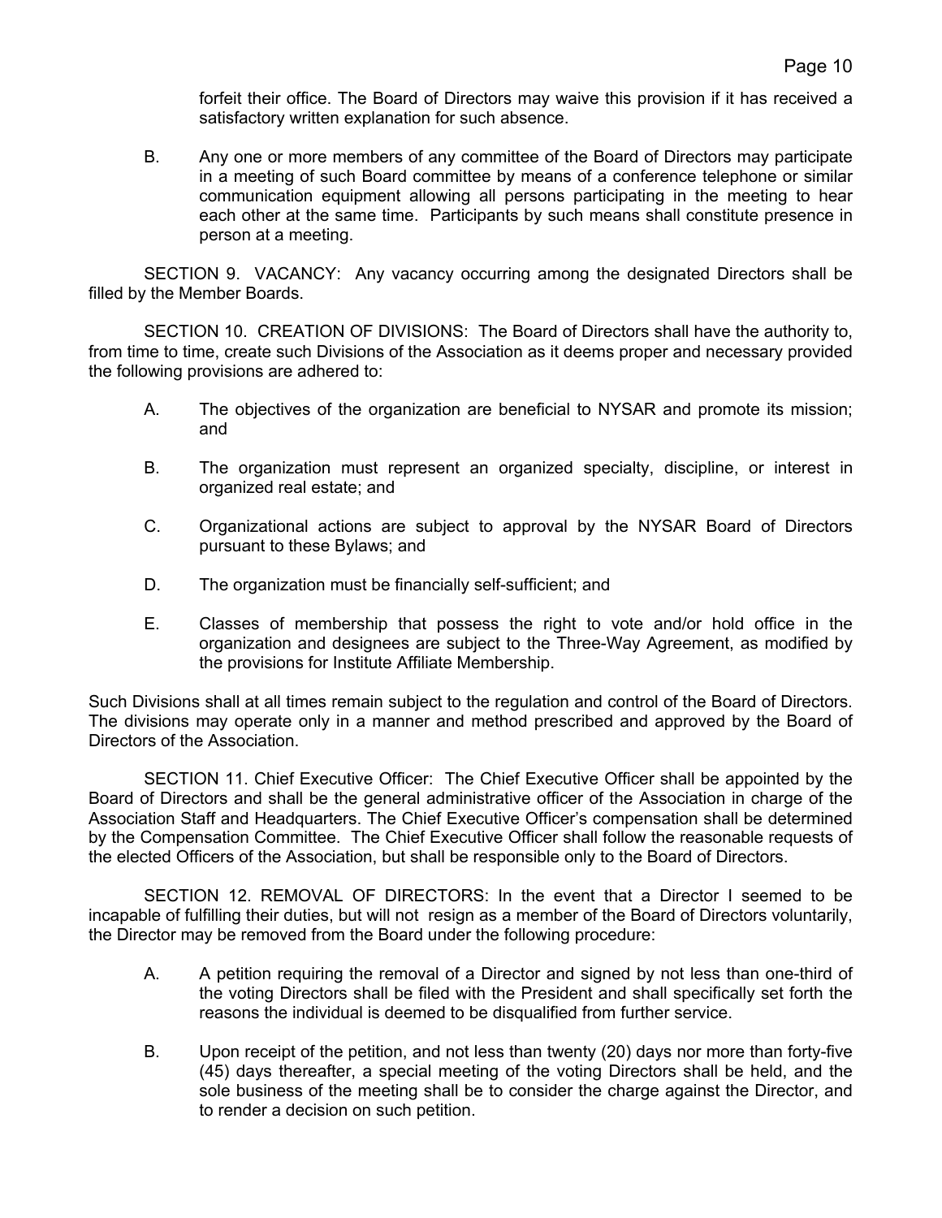forfeit their office. The Board of Directors may waive this provision if it has received a satisfactory written explanation for such absence.

B. Any one or more members of any committee of the Board of Directors may participate in a meeting of such Board committee by means of a conference telephone or similar communication equipment allowing all persons participating in the meeting to hear each other at the same time. Participants by such means shall constitute presence in person at a meeting.

SECTION 9. VACANCY: Any vacancy occurring among the designated Directors shall be filled by the Member Boards.

SECTION 10. CREATION OF DIVISIONS: The Board of Directors shall have the authority to, from time to time, create such Divisions of the Association as it deems proper and necessary provided the following provisions are adhered to:

A. The objectives of the organization are beneficial to NYSAR and promote its mission; and

B. The organization must represent an organized specialty, discipline, or interest in organized real estate; and

C. Organizational actions are subject to approval by the NYSAR Board of Directors pursuant to these Bylaws; and

D. The organization must be financially self-sufficient; and

E. Classes of membership that possess the right to vote and/or hold office in the organization and designees are subject to the Three-Way Agreement, as modified by the provisions for Institute Affiliate Membership.

Such Divisions shall at all times remain subject to the regulation and control of the Board of Directors. The divisions may operate only in a manner and method prescribed and approved by the Board of Directors of the Association.

SECTION 11. Chief Executive Officer: The Chief Executive Officer shall be appointed by the Board of Directors and shall be the general administrative officer of the Association in charge of the Association Staff and Headquarters. The Chief Executive Officer's compensation shall be determined by the Compensation Committee. The Chief Executive Officer shall follow the reasonable requests of the elected Officers of the Association, but shall be responsible only to the Board of Directors.

SECTION 12. REMOVAL OF DIRECTORS: In the event that a Director I seemed to be incapable of fulfilling their duties, but will not resign as a member of the Board of Directors voluntarily, the Director may be removed from the Board under the following procedure:

A. A petition requiring the removal of a Director and signed by not less than one-third of the voting Directors shall be filed with the President and shall specifically set forth the reasons the individual is deemed to be disqualified from further service.

B. Upon receipt of the petition, and not less than twenty (20) days nor more than forty-five (45) days thereafter, a special meeting of the voting Directors shall be held, and the sole business of the meeting shall be to consider the charge against the Director, and to render a decision on such petition.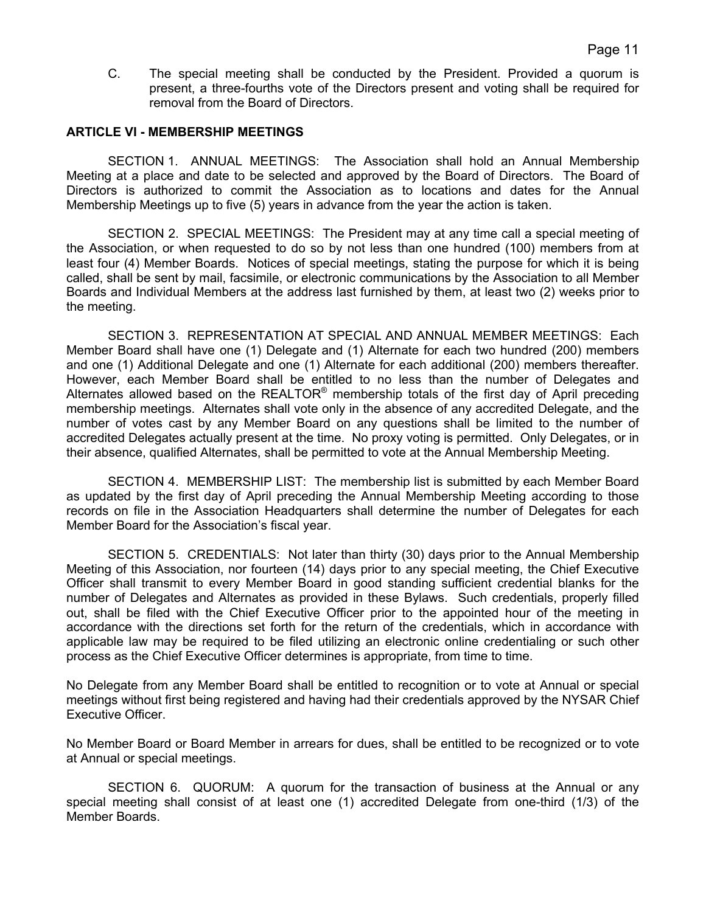C. The special meeting shall be conducted by the President. Provided a quorum is present, a three-fourths vote of the Directors present and voting shall be required for removal from the Board of Directors.

## ARTICLE VI - MEMBERSHIP MEETINGS

SECTION 1. ANNUAL MEETINGS: The Association shall hold an Annual Membership Meeting at a place and date to be selected and approved by the Board of Directors. The Board of Directors is authorized to commit the Association as to locations and dates for the Annual Membership Meetings up to five (5) years in advance from the year the action is taken.

SECTION 2. SPECIAL MEETINGS: The President may at any time call a special meeting of the Association, or when requested to do so by not less than one hundred (100) members from at least four (4) Member Boards. Notices of special meetings, stating the purpose for which it is being called, shall be sent by mail, facsimile, or electronic communications by the Association to all Member Boards and Individual Members at the address last furnished by them, at least two (2) weeks prior to the meeting.

SECTION 3. REPRESENTATION AT SPECIAL AND ANNUAL MEMBER MEETINGS: Each Member Board shall have one (1) Delegate and (1) Alternate for each two hundred (200) members and one (1) Additional Delegate and one (1) Alternate for each additional (200) members thereafter. However, each Member Board shall be entitled to no less than the number of Delegates and Alternates allowed based on the REALTOR® membership totals of the first day of April preceding membership meetings. Alternates shall vote only in the absence of any accredited Delegate, and the number of votes cast by any Member Board on any questions shall be limited to the number of accredited Delegates actually present at the time. No proxy voting is permitted. Only Delegates, or in their absence, qualified Alternates, shall be permitted to vote at the Annual Membership Meeting.

SECTION 4. MEMBERSHIP LIST: The membership list is submitted by each Member Board as updated by the first day of April preceding the Annual Membership Meeting according to those records on file in the Association Headquarters shall determine the number of Delegates for each Member Board for the Association's fiscal year.

SECTION 5. CREDENTIALS: Not later than thirty (30) days prior to the Annual Membership Meeting of this Association, nor fourteen (14) days prior to any special meeting, the Chief Executive Officer shall transmit to every Member Board in good standing sufficient credential blanks for the number of Delegates and Alternates as provided in these Bylaws. Such credentials, properly filled out, shall be filed with the Chief Executive Officer prior to the appointed hour of the meeting in accordance with the directions set forth for the return of the credentials, which in accordance with applicable law may be required to be filed utilizing an electronic online credentialing or such other process as the Chief Executive Officer determines is appropriate, from time to time.

No Delegate from any Member Board shall be entitled to recognition or to vote at Annual or special meetings without first being registered and having had their credentials approved by the NYSAR Chief Executive Officer.

No Member Board or Board Member in arrears for dues, shall be entitled to be recognized or to vote at Annual or special meetings.

SECTION 6. QUORUM: A quorum for the transaction of business at the Annual or any special meeting shall consist of at least one (1) accredited Delegate from one-third (1/3) of the Member Boards.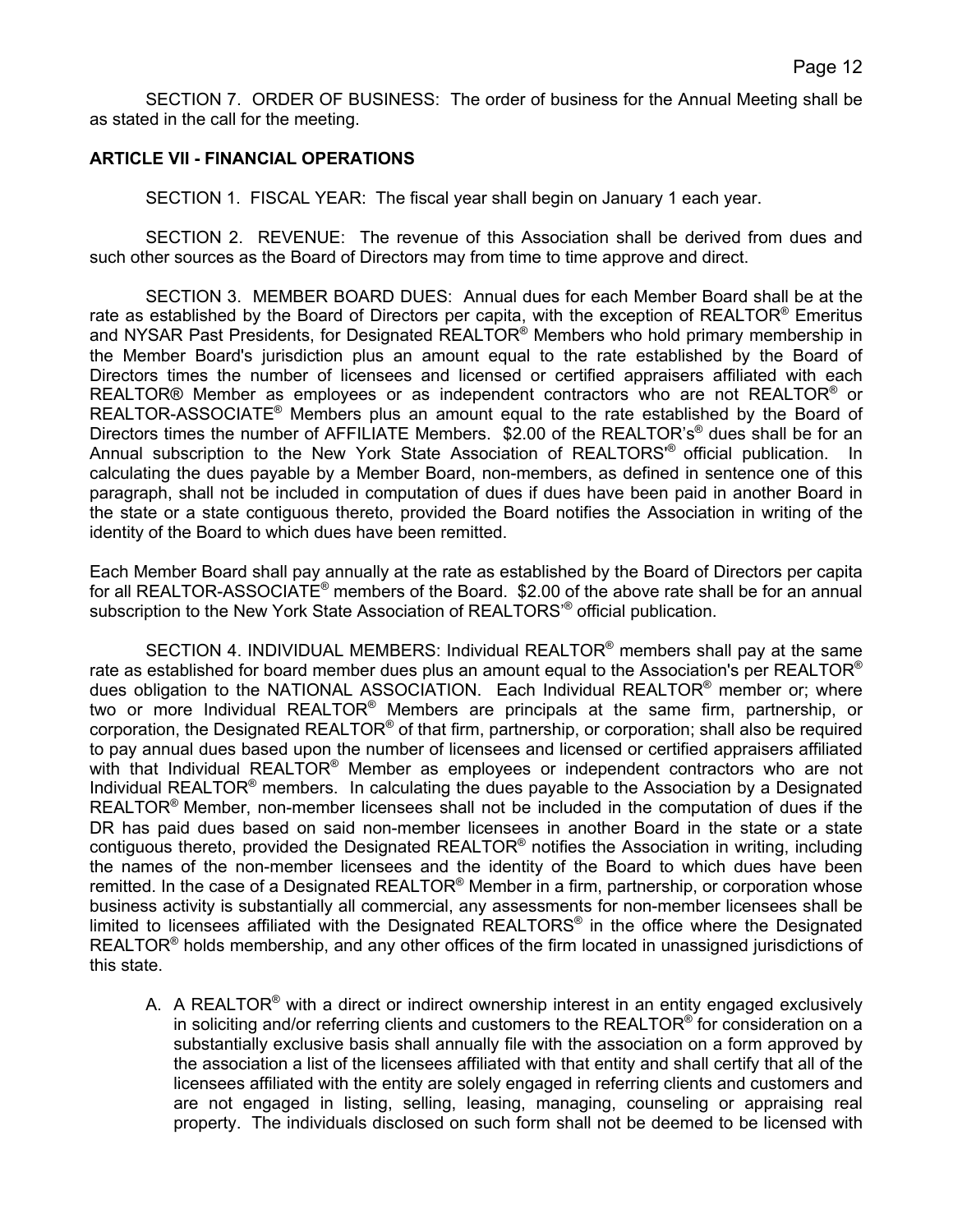SECTION 7. ORDER OF BUSINESS: The order of business for the Annual Meeting shall be as stated in the call for the meeting.

**ARTICLE VII - FINANCIAL OPERATIONS**

SECTION 1. FISCAL YEAR: The fiscal year shall begin on January 1 each year.

SECTION 2. REVENUE: The revenue of this Association shall be derived from dues and such other sources as the Board of Directors may from time to time approve and direct.

SECTION 3. MEMBER BOARD DUES: Annual dues for each Member Board shall be at the rate as established by the Board of Directors per capita, with the exception of REALTOR® Emeritus and NYSAR Past Presidents, for Designated REALTOR® Members who hold primary membership in the Member Board's jurisdiction plus an amount equal to the rate established by the Board of Directors times the number of licensees and licensed or certified appraisers affiliated with each REALTOR® Member as employees or as independent contractors who are not REALTOR® or REALTOR-ASSOCIATE® Members plus an amount equal to the rate established by the Board of Directors times the number of AFFILIATE Members. $2.00 of the REALTOR's® dues shall be for an Annual subscription to the New York State Association of REALTORS'® official publication. In calculating the dues payable by a Member Board, non-members, as defined in sentence one of this paragraph, shall not be included in computation of dues if dues have been paid in another Board in the state or a state contiguous thereto, provided the Board notifies the Association in writing of the identity of the Board to which dues have been remitted.

Each Member Board shall pay annually at the rate as established by the Board of Directors per capita for all REALTOR-ASSOCIATE® members of the Board. $2.00 of the above rate shall be for an annual subscription to the New York State Association of REALTORS'® official publication.

SECTION 4. INDIVIDUAL MEMBERS: Individual REALTOR® members shall pay at the same rate as established for board member dues plus an amount equal to the Association's per REALTOR® dues obligation to the NATIONAL ASSOCIATION. Each Individual REALTOR® member or; where two or more Individual REALTOR® Members are principals at the same firm, partnership, or corporation, the Designated REALTOR® of that firm, partnership, or corporation; shall also be required to pay annual dues based upon the number of licensees and licensed or certified appraisers affiliated with that Individual REALTOR® Member as employees or independent contractors who are not Individual REALTOR® members. In calculating the dues payable to the Association by a Designated REALTOR® Member, non-member licensees shall not be included in the computation of dues if the DR has paid dues based on said non-member licensees in another Board in the state or a state contiguous thereto, provided the Designated REALTOR® notifies the Association in writing, including the names of the non-member licensees and the identity of the Board to which dues have been remitted. In the case of a Designated REALTOR® Member in a firm, partnership, or corporation whose business activity is substantially all commercial, any assessments for non-member licensees shall be limited to licensees affiliated with the Designated REALTORS® in the office where the Designated REALTOR® holds membership, and any other offices of the firm located in unassigned jurisdictions of this state.

A. A REALTOR® with a direct or indirect ownership interest in an entity engaged exclusively in soliciting and/or referring clients and customers to the REALTOR® for consideration on a substantially exclusive basis shall annually file with the association on a form approved by the association a list of the licensees affiliated with that entity and shall certify that all of the licensees affiliated with the entity are solely engaged in referring clients and customers and are not engaged in listing, selling, leasing, managing, counseling or appraising real property. The individuals disclosed on such form shall not be deemed to be licensed with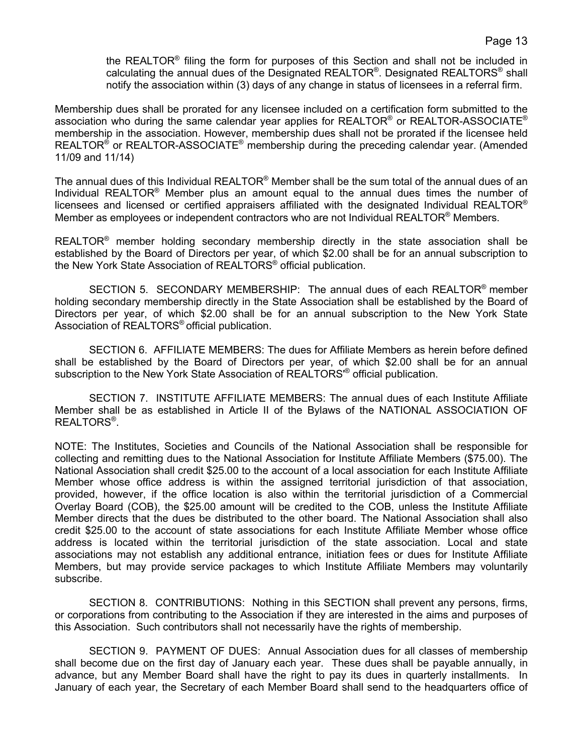the REALTOR® filing the form for purposes of this Section and shall not be included in calculating the annual dues of the Designated REALTOR®. Designated REALTORS® shall notify the association within (3) days of any change in status of licensees in a referral firm.

Membership dues shall be prorated for any licensee included on a certification form submitted to the association who during the same calendar year applies for REALTOR® or REALTOR-ASSOCIATE® membership in the association. However, membership dues shall not be prorated if the licensee held REALTOR® or REALTOR-ASSOCIATE® membership during the preceding calendar year. (Amended 11/09 and 11/14)

The annual dues of this Individual REALTOR® Member shall be the sum total of the annual dues of an Individual REALTOR® Member plus an amount equal to the annual dues times the number of licensees and licensed or certified appraisers affiliated with the designated Individual REALTOR® Member as employees or independent contractors who are not Individual REALTOR® Members.

REALTOR® member holding secondary membership directly in the state association shall be established by the Board of Directors per year, of which $2.00 shall be for an annual subscription to the New York State Association of REALTORS® official publication.

SECTION 5. SECONDARY MEMBERSHIP: The annual dues of each REALTOR® member holding secondary membership directly in the State Association shall be established by the Board of Directors per year, of which $2.00 shall be for an annual subscription to the New York State Association of REALTORS® official publication.

SECTION 6. AFFILIATE MEMBERS: The dues for Affiliate Members as herein before defined shall be established by the Board of Directors per year, of which $2.00 shall be for an annual subscription to the New York State Association of REALTORS'® official publication.

SECTION 7. INSTITUTE AFFILIATE MEMBERS: The annual dues of each Institute Affiliate Member shall be as established in Article II of the Bylaws of the NATIONAL ASSOCIATION OF REALTORS®.

NOTE: The Institutes, Societies and Councils of the National Association shall be responsible for collecting and remitting dues to the National Association for Institute Affiliate Members ($75.00). The National Association shall credit $25.00 to the account of a local association for each Institute Affiliate Member whose office address is within the assigned territorial jurisdiction of that association, provided, however, if the office location is also within the territorial jurisdiction of a Commercial Overlay Board (COB), the $25.00 amount will be credited to the COB, unless the Institute Affiliate Member directs that the dues be distributed to the other board. The National Association shall also credit $25.00 to the account of state associations for each Institute Affiliate Member whose office address is located within the territorial jurisdiction of the state association. Local and state associations may not establish any additional entrance, initiation fees or dues for Institute Affiliate Members, but may provide service packages to which Institute Affiliate Members may voluntarily subscribe.

SECTION 8. CONTRIBUTIONS: Nothing in this SECTION shall prevent any persons, firms, or corporations from contributing to the Association if they are interested in the aims and purposes of this Association. Such contributors shall not necessarily have the rights of membership.

SECTION 9. PAYMENT OF DUES: Annual Association dues for all classes of membership shall become due on the first day of January each year. These dues shall be payable annually, in advance, but any Member Board shall have the right to pay its dues in quarterly installments. In January of each year, the Secretary of each Member Board shall send to the headquarters office of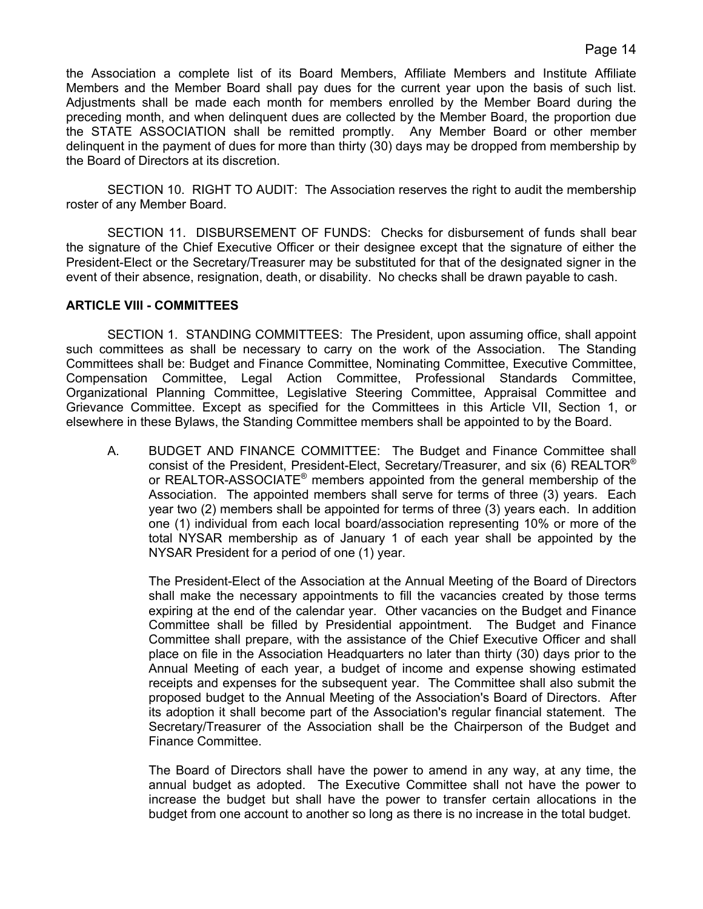the Association a complete list of its Board Members, Affiliate Members and Institute Affiliate Members and the Member Board shall pay dues for the current year upon the basis of such list. Adjustments shall be made each month for members enrolled by the Member Board during the preceding month, and when delinquent dues are collected by the Member Board, the proportion due the STATE ASSOCIATION shall be remitted promptly. Any Member Board or other member delinquent in the payment of dues for more than thirty (30) days may be dropped from membership by the Board of Directors at its discretion.

SECTION 10. RIGHT TO AUDIT: The Association reserves the right to audit the membership roster of any Member Board.

SECTION 11. DISBURSEMENT OF FUNDS: Checks for disbursement of funds shall bear the signature of the Chief Executive Officer or their designee except that the signature of either the President-Elect or the Secretary/Treasurer may be substituted for that of the designated signer in the event of their absence, resignation, death, or disability. No checks shall be drawn payable to cash.

**ARTICLE VIII - COMMITTEES**

SECTION 1. STANDING COMMITTEES: The President, upon assuming office, shall appoint such committees as shall be necessary to carry on the work of the Association. The Standing Committees shall be: Budget and Finance Committee, Nominating Committee, Executive Committee, Compensation Committee, Legal Action Committee, Professional Standards Committee, Organizational Planning Committee, Legislative Steering Committee, Appraisal Committee and Grievance Committee. Except as specified for the Committees in this Article VII, Section 1, or elsewhere in these Bylaws, the Standing Committee members shall be appointed to by the Board.

A. BUDGET AND FINANCE COMMITTEE: The Budget and Finance Committee shall consist of the President, President-Elect, Secretary/Treasurer, and six (6) REALTOR® or REALTOR-ASSOCIATE® members appointed from the general membership of the Association. The appointed members shall serve for terms of three (3) years. Each year two (2) members shall be appointed for terms of three (3) years each. In addition one (1) individual from each local board/association representing 10% or more of the total NYSAR membership as of January 1 of each year shall be appointed by the NYSAR President for a period of one (1) year.

   The President-Elect of the Association at the Annual Meeting of the Board of Directors shall make the necessary appointments to fill the vacancies created by those terms expiring at the end of the calendar year. Other vacancies on the Budget and Finance Committee shall be filled by Presidential appointment. The Budget and Finance Committee shall prepare, with the assistance of the Chief Executive Officer and shall place on file in the Association Headquarters no later than thirty (30) days prior to the Annual Meeting of each year, a budget of income and expense showing estimated receipts and expenses for the subsequent year. The Committee shall also submit the proposed budget to the Annual Meeting of the Association's Board of Directors. After its adoption it shall become part of the Association's regular financial statement. The Secretary/Treasurer of the Association shall be the Chairperson of the Budget and Finance Committee.

   The Board of Directors shall have the power to amend in any way, at any time, the annual budget as adopted. The Executive Committee shall not have the power to increase the budget but shall have the power to transfer certain allocations in the budget from one account to another so long as there is no increase in the total budget.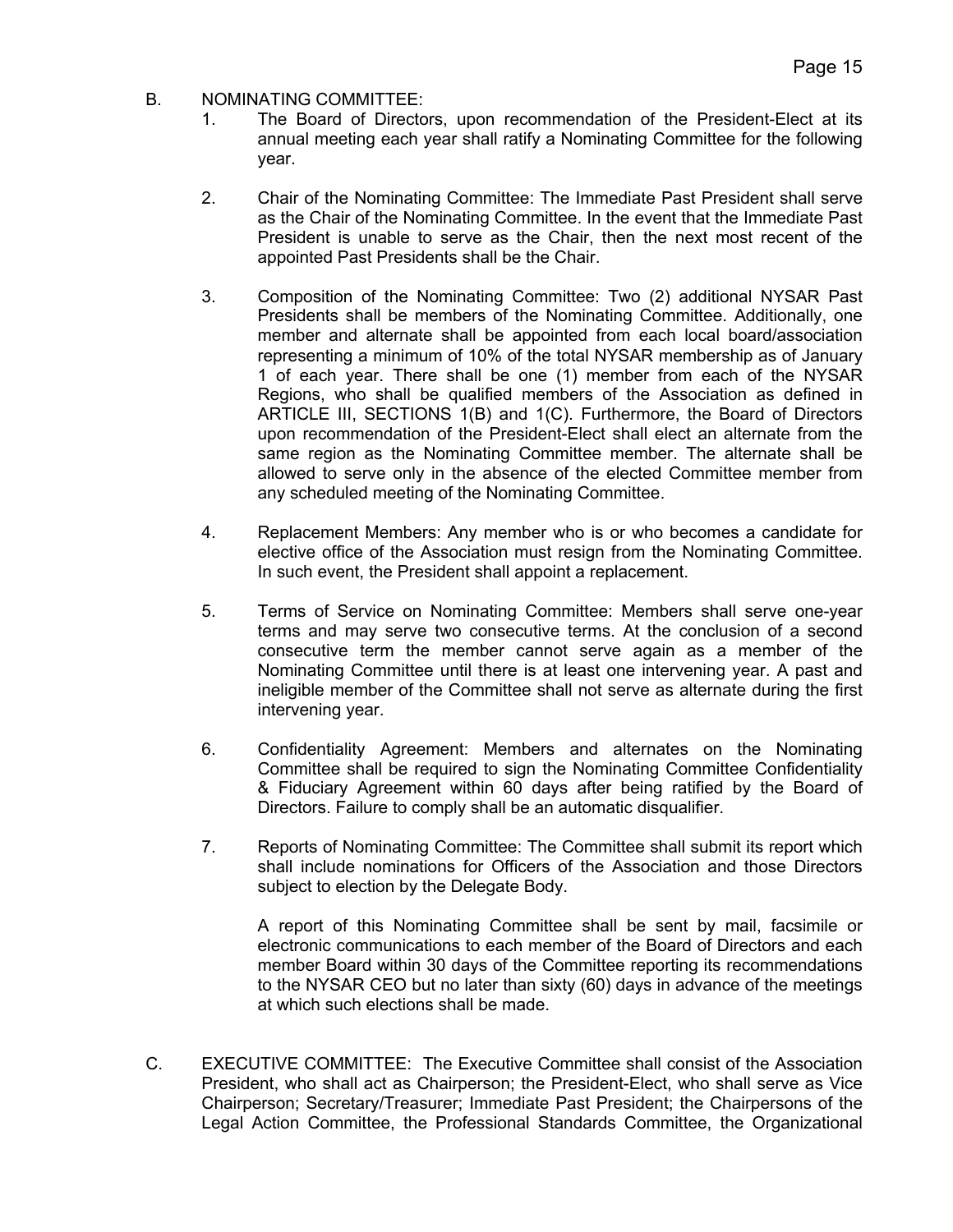B. NOMINATING COMMITTEE:

1. The Board of Directors, upon recommendation of the President-Elect at its annual meeting each year shall ratify a Nominating Committee for the following year.

2. Chair of the Nominating Committee: The Immediate Past President shall serve as the Chair of the Nominating Committee. In the event that the Immediate Past President is unable to serve as the Chair, then the next most recent of the appointed Past Presidents shall be the Chair.

3. Composition of the Nominating Committee: Two (2) additional NYSAR Past Presidents shall be members of the Nominating Committee. Additionally, one member and alternate shall be appointed from each local board/association representing a minimum of 10% of the total NYSAR membership as of January 1 of each year. There shall be one (1) member from each of the NYSAR Regions, who shall be qualified members of the Association as defined in ARTICLE III, SECTIONS 1(B) and 1(C). Furthermore, the Board of Directors upon recommendation of the President-Elect shall elect an alternate from the same region as the Nominating Committee member. The alternate shall be allowed to serve only in the absence of the elected Committee member from any scheduled meeting of the Nominating Committee.

4. Replacement Members: Any member who is or who becomes a candidate for elective office of the Association must resign from the Nominating Committee. In such event, the President shall appoint a replacement.

5. Terms of Service on Nominating Committee: Members shall serve one-year terms and may serve two consecutive terms. At the conclusion of a second consecutive term the member cannot serve again as a member of the Nominating Committee until there is at least one intervening year. A past and ineligible member of the Committee shall not serve as alternate during the first intervening year.

6. Confidentiality Agreement: Members and alternates on the Nominating Committee shall be required to sign the Nominating Committee Confidentiality & Fiduciary Agreement within 60 days after being ratified by the Board of Directors. Failure to comply shall be an automatic disqualifier.

7. Reports of Nominating Committee: The Committee shall submit its report which shall include nominations for Officers of the Association and those Directors subject to election by the Delegate Body.

   A report of this Nominating Committee shall be sent by mail, facsimile or electronic communications to each member of the Board of Directors and each member Board within 30 days of the Committee reporting its recommendations to the NYSAR CEO but no later than sixty (60) days in advance of the meetings at which such elections shall be made.

C. EXECUTIVE COMMITTEE: The Executive Committee shall consist of the Association President, who shall act as Chairperson; the President-Elect, who shall serve as Vice Chairperson; Secretary/Treasurer; Immediate Past President; the Chairpersons of the Legal Action Committee, the Professional Standards Committee, the Organizational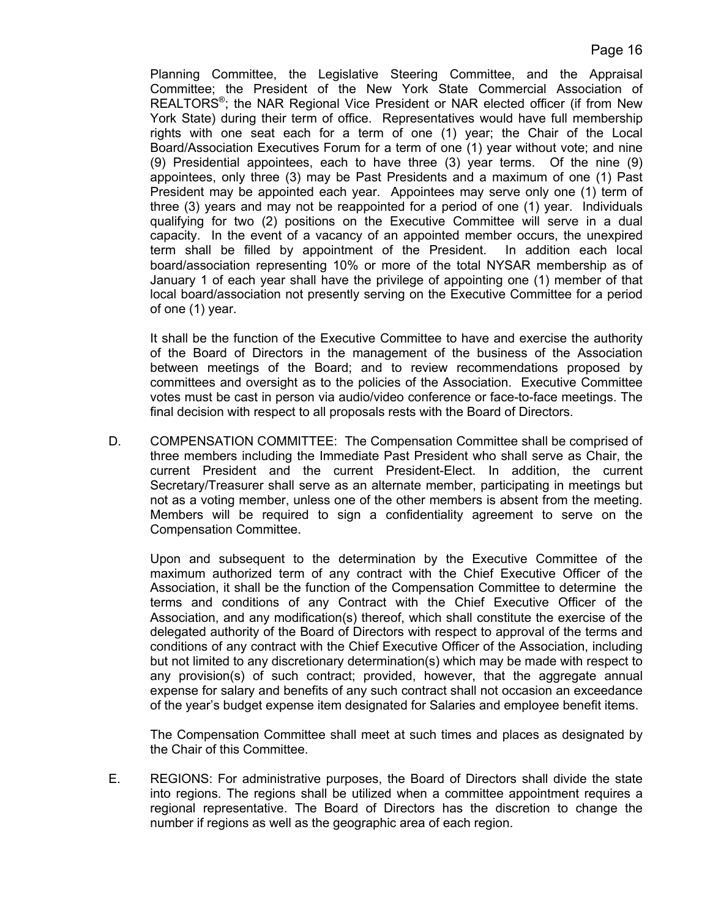Planning Committee, the Legislative Steering Committee, and the Appraisal Committee; the President of the New York State Commercial Association of REALTORS®; the NAR Regional Vice President or NAR elected officer (if from New York State) during their term of office. Representatives would have full membership rights with one seat each for a term of one (1) year; the Chair of the Local Board/Association Executives Forum for a term of one (1) year without vote; and nine (9) Presidential appointees, each to have three (3) year terms. Of the nine (9) appointees, only three (3) may be Past Presidents and a maximum of one (1) Past President may be appointed each year. Appointees may serve only one (1) term of three (3) years and may not be reappointed for a period of one (1) year. Individuals qualifying for two (2) positions on the Executive Committee will serve in a dual capacity. In the event of a vacancy of an appointed member occurs, the unexpired term shall be filled by appointment of the President. In addition each local board/association representing 10% or more of the total NYSAR membership as of January 1 of each year shall have the privilege of appointing one (1) member of that local board/association not presently serving on the Executive Committee for a period of one (1) year.

It shall be the function of the Executive Committee to have and exercise the authority of the Board of Directors in the management of the business of the Association between meetings of the Board; and to review recommendations proposed by committees and oversight as to the policies of the Association. Executive Committee votes must be cast in person via audio/video conference or face-to-face meetings. The final decision with respect to all proposals rests with the Board of Directors.

D. COMPENSATION COMMITTEE: The Compensation Committee shall be comprised of three members including the Immediate Past President who shall serve as Chair, the current President and the current President-Elect. In addition, the current Secretary/Treasurer shall serve as an alternate member, participating in meetings but not as a voting member, unless one of the other members is absent from the meeting. Members will be required to sign a confidentiality agreement to serve on the Compensation Committee.

Upon and subsequent to the determination by the Executive Committee of the maximum authorized term of any contract with the Chief Executive Officer of the Association, it shall be the function of the Compensation Committee to determine the terms and conditions of any Contract with the Chief Executive Officer of the Association, and any modification(s) thereof, which shall constitute the exercise of the delegated authority of the Board of Directors with respect to approval of the terms and conditions of any contract with the Chief Executive Officer of the Association, including but not limited to any discretionary determination(s) which may be made with respect to any provision(s) of such contract; provided, however, that the aggregate annual expense for salary and benefits of any such contract shall not occasion an exceedance of the year's budget expense item designated for Salaries and employee benefit items.

The Compensation Committee shall meet at such times and places as designated by the Chair of this Committee.

E. REGIONS: For administrative purposes, the Board of Directors shall divide the state into regions. The regions shall be utilized when a committee appointment requires a regional representative. The Board of Directors has the discretion to change the number if regions as well as the geographic area of each region.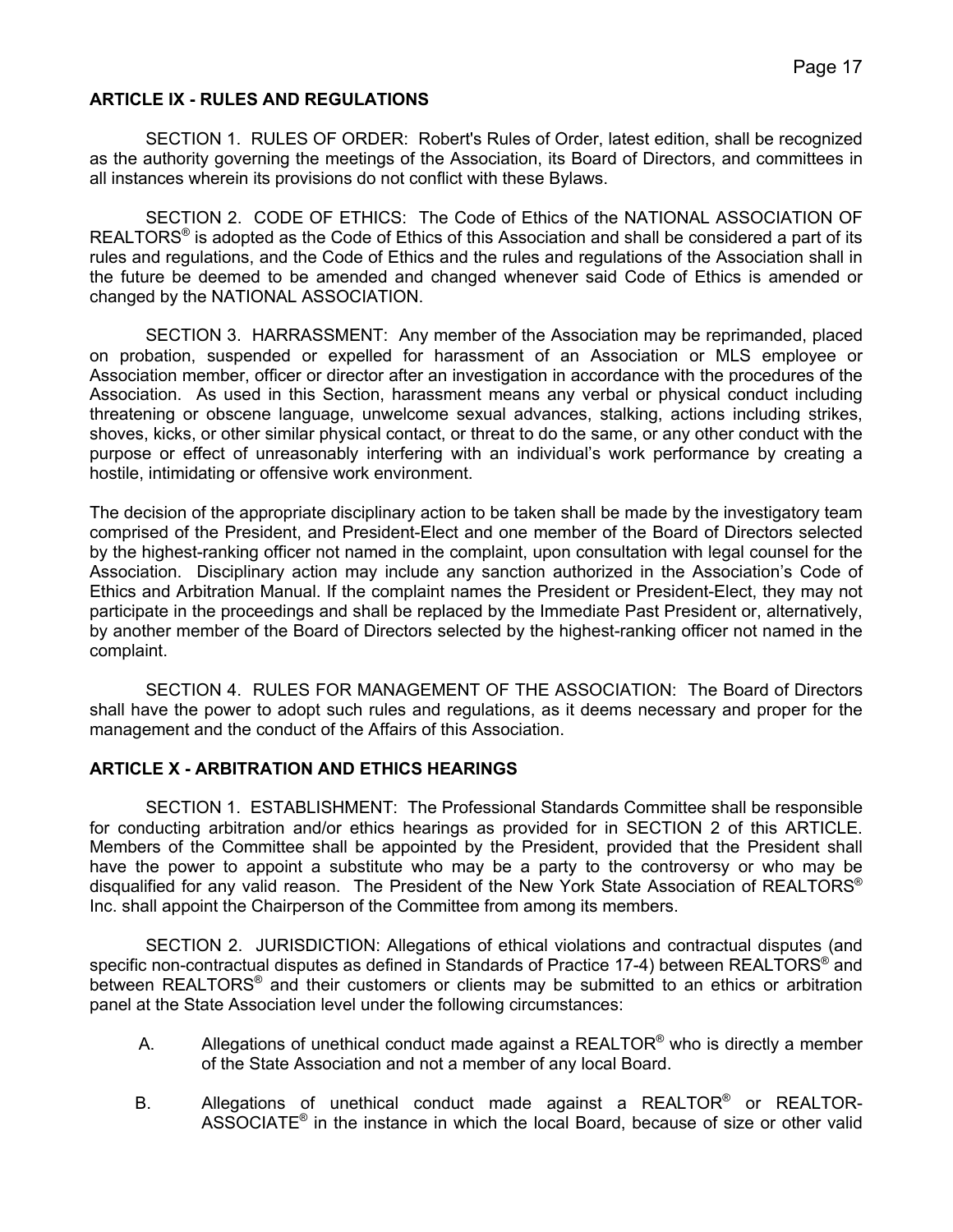## ARTICLE IX - RULES AND REGULATIONS

SECTION 1. RULES OF ORDER: Robert's Rules of Order, latest edition, shall be recognized as the authority governing the meetings of the Association, its Board of Directors, and committees in all instances wherein its provisions do not conflict with these Bylaws.

SECTION 2. CODE OF ETHICS: The Code of Ethics of the NATIONAL ASSOCIATION OF REALTORS® is adopted as the Code of Ethics of this Association and shall be considered a part of its rules and regulations, and the Code of Ethics and the rules and regulations of the Association shall in the future be deemed to be amended and changed whenever said Code of Ethics is amended or changed by the NATIONAL ASSOCIATION.

SECTION 3. HARRASSMENT: Any member of the Association may be reprimanded, placed on probation, suspended or expelled for harassment of an Association or MLS employee or Association member, officer or director after an investigation in accordance with the procedures of the Association. As used in this Section, harassment means any verbal or physical conduct including threatening or obscene language, unwelcome sexual advances, stalking, actions including strikes, shoves, kicks, or other similar physical contact, or threat to do the same, or any other conduct with the purpose or effect of unreasonably interfering with an individual's work performance by creating a hostile, intimidating or offensive work environment.

The decision of the appropriate disciplinary action to be taken shall be made by the investigatory team comprised of the President, and President-Elect and one member of the Board of Directors selected by the highest-ranking officer not named in the complaint, upon consultation with legal counsel for the Association. Disciplinary action may include any sanction authorized in the Association's Code of Ethics and Arbitration Manual. If the complaint names the President or President-Elect, they may not participate in the proceedings and shall be replaced by the Immediate Past President or, alternatively, by another member of the Board of Directors selected by the highest-ranking officer not named in the complaint.

SECTION 4. RULES FOR MANAGEMENT OF THE ASSOCIATION: The Board of Directors shall have the power to adopt such rules and regulations, as it deems necessary and proper for the management and the conduct of the Affairs of this Association.

## ARTICLE X - ARBITRATION AND ETHICS HEARINGS

SECTION 1. ESTABLISHMENT: The Professional Standards Committee shall be responsible for conducting arbitration and/or ethics hearings as provided for in SECTION 2 of this ARTICLE. Members of the Committee shall be appointed by the President, provided that the President shall have the power to appoint a substitute who may be a party to the controversy or who may be disqualified for any valid reason. The President of the New York State Association of REALTORS® Inc. shall appoint the Chairperson of the Committee from among its members.

SECTION 2. JURISDICTION: Allegations of ethical violations and contractual disputes (and specific non-contractual disputes as defined in Standards of Practice 17-4) between REALTORS® and between REALTORS® and their customers or clients may be submitted to an ethics or arbitration panel at the State Association level under the following circumstances:

A. Allegations of unethical conduct made against a REALTOR® who is directly a member of the State Association and not a member of any local Board.

B. Allegations of unethical conduct made against a REALTOR® or REALTOR-ASSOCIATE® in the instance in which the local Board, because of size or other valid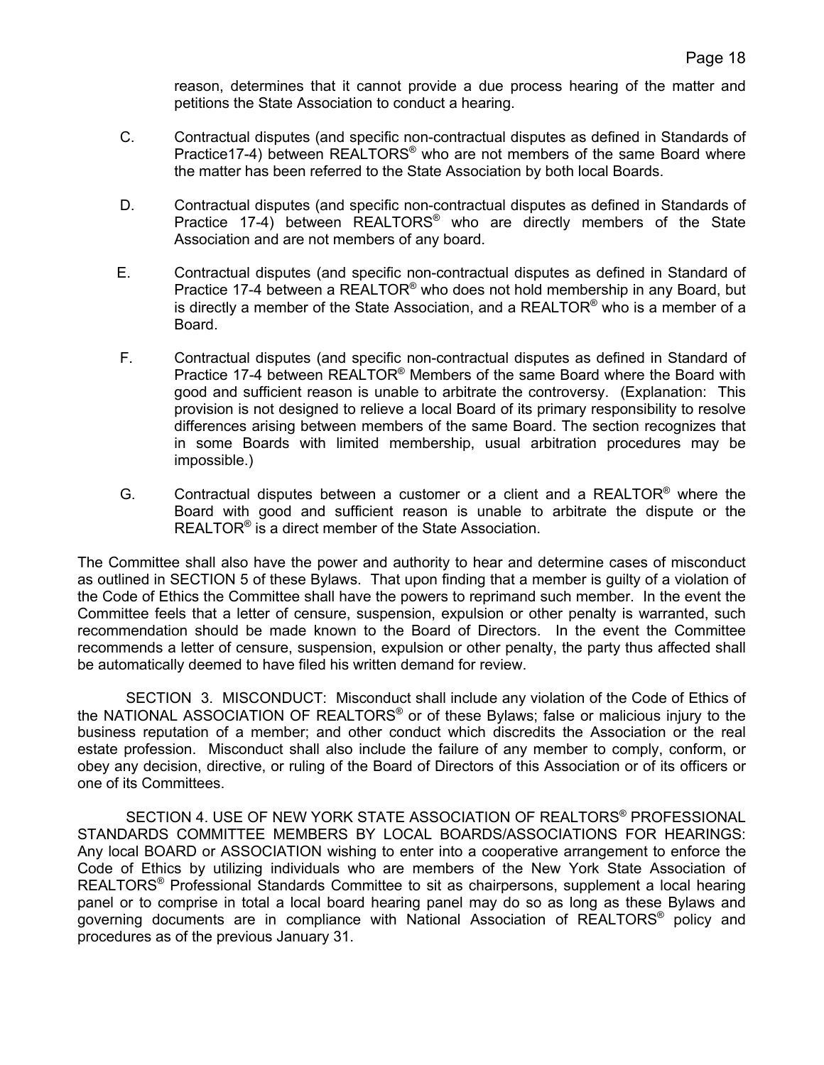reason, determines that it cannot provide a due process hearing of the matter and petitions the State Association to conduct a hearing.

C. Contractual disputes (and specific non-contractual disputes as defined in Standards of Practice17-4) between REALTORS® who are not members of the same Board where the matter has been referred to the State Association by both local Boards.

D. Contractual disputes (and specific non-contractual disputes as defined in Standards of Practice 17-4) between REALTORS® who are directly members of the State Association and are not members of any board.

E. Contractual disputes (and specific non-contractual disputes as defined in Standard of Practice 17-4 between a REALTOR® who does not hold membership in any Board, but is directly a member of the State Association, and a REALTOR® who is a member of a Board.

F. Contractual disputes (and specific non-contractual disputes as defined in Standard of Practice 17-4 between REALTOR® Members of the same Board where the Board with good and sufficient reason is unable to arbitrate the controversy. (Explanation: This provision is not designed to relieve a local Board of its primary responsibility to resolve differences arising between members of the same Board. The section recognizes that in some Boards with limited membership, usual arbitration procedures may be impossible.)

G. Contractual disputes between a customer or a client and a REALTOR® where the Board with good and sufficient reason is unable to arbitrate the dispute or the REALTOR® is a direct member of the State Association.

The Committee shall also have the power and authority to hear and determine cases of misconduct as outlined in SECTION 5 of these Bylaws. That upon finding that a member is guilty of a violation of the Code of Ethics the Committee shall have the powers to reprimand such member. In the event the Committee feels that a letter of censure, suspension, expulsion or other penalty is warranted, such recommendation should be made known to the Board of Directors. In the event the Committee recommends a letter of censure, suspension, expulsion or other penalty, the party thus affected shall be automatically deemed to have filed his written demand for review.

SECTION 3. MISCONDUCT: Misconduct shall include any violation of the Code of Ethics of the NATIONAL ASSOCIATION OF REALTORS® or of these Bylaws; false or malicious injury to the business reputation of a member; and other conduct which discredits the Association or the real estate profession. Misconduct shall also include the failure of any member to comply, conform, or obey any decision, directive, or ruling of the Board of Directors of this Association or of its officers or one of its Committees.

SECTION 4. USE OF NEW YORK STATE ASSOCIATION OF REALTORS® PROFESSIONAL STANDARDS COMMITTEE MEMBERS BY LOCAL BOARDS/ASSOCIATIONS FOR HEARINGS: Any local BOARD or ASSOCIATION wishing to enter into a cooperative arrangement to enforce the Code of Ethics by utilizing individuals who are members of the New York State Association of REALTORS® Professional Standards Committee to sit as chairpersons, supplement a local hearing panel or to comprise in total a local board hearing panel may do so as long as these Bylaws and governing documents are in compliance with National Association of REALTORS® policy and procedures as of the previous January 31.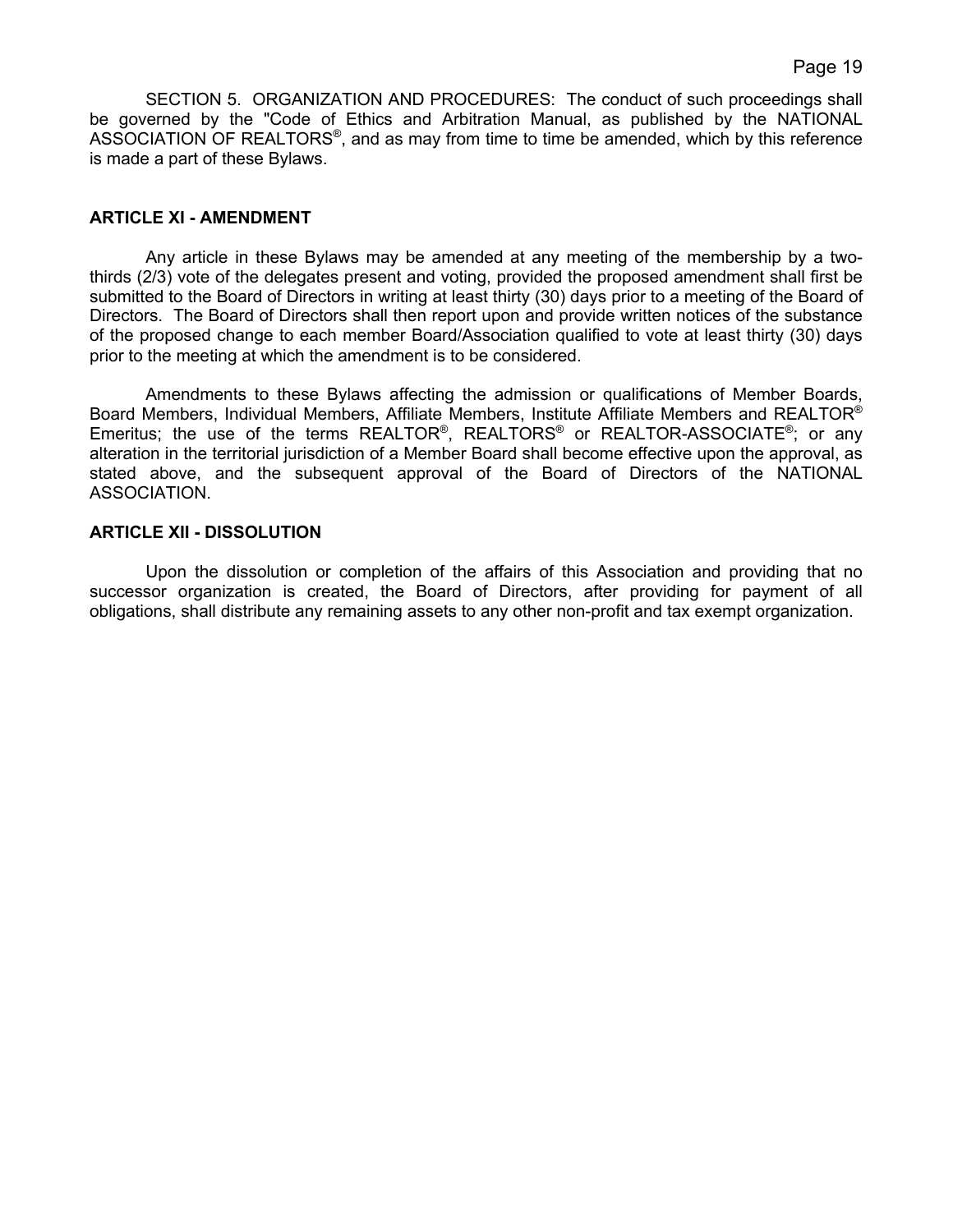SECTION 5. ORGANIZATION AND PROCEDURES: The conduct of such proceedings shall be governed by the "Code of Ethics and Arbitration Manual, as published by the NATIONAL ASSOCIATION OF REALTORS®, and as may from time to time be amended, which by this reference is made a part of these Bylaws.

## ARTICLE XI - AMENDMENT

Any article in these Bylaws may be amended at any meeting of the membership by a two-thirds (2/3) vote of the delegates present and voting, provided the proposed amendment shall first be submitted to the Board of Directors in writing at least thirty (30) days prior to a meeting of the Board of Directors. The Board of Directors shall then report upon and provide written notices of the substance of the proposed change to each member Board/Association qualified to vote at least thirty (30) days prior to the meeting at which the amendment is to be considered.

Amendments to these Bylaws affecting the admission or qualifications of Member Boards, Board Members, Individual Members, Affiliate Members, Institute Affiliate Members and REALTOR® Emeritus; the use of the terms REALTOR®, REALTORS® or REALTOR-ASSOCIATE®; or any alteration in the territorial jurisdiction of a Member Board shall become effective upon the approval, as stated above, and the subsequent approval of the Board of Directors of the NATIONAL ASSOCIATION.

## ARTICLE XII - DISSOLUTION

Upon the dissolution or completion of the affairs of this Association and providing that no successor organization is created, the Board of Directors, after providing for payment of all obligations, shall distribute any remaining assets to any other non-profit and tax exempt organization.